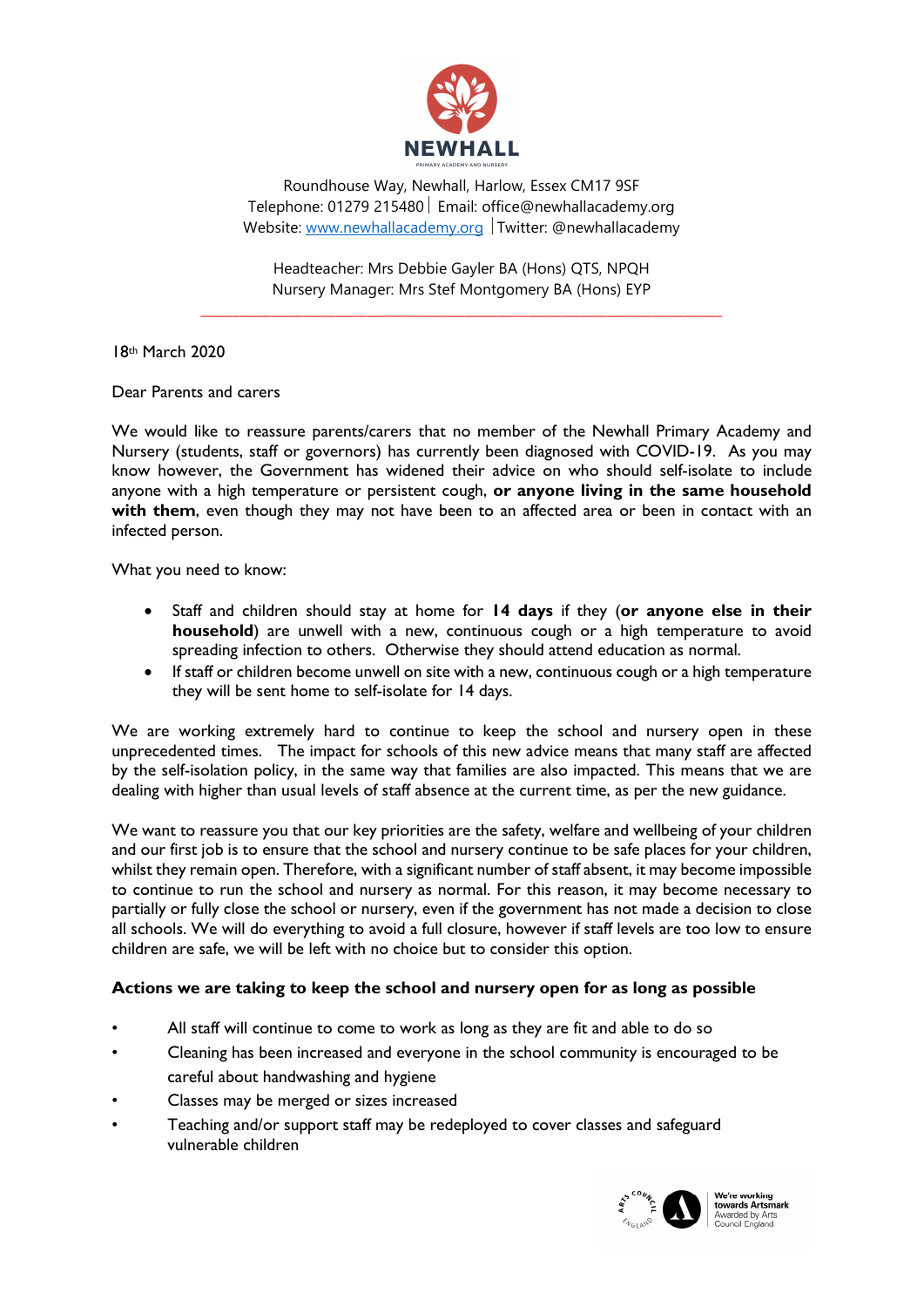NEWHALL

PRIMARY ACADEMY AND NURSERY

Roundhouse Way, Newhall, Harlow, Essex CM17 9SF
Telephone: 01279 215480 | Email: office@newhallacademy.org
Website: www.newhallacademy.org | Twitter: @newhallacademy

Headteacher: Mrs Debbie Gayler BA (Hons) QTS, NPQH
Nursery Manager: Mrs Stef Montgomery BA (Hons) EYP

---

18th March 2020

Dear Parents and carers

We would like to reassure parents/carers that no member of the Newhall Primary Academy and Nursery (students, staff or governors) has currently been diagnosed with COVID-19. As you may know however, the Government has widened their advice on who should self-isolate to include anyone with a high temperature or persistent cough, **or anyone living in the same household with them**, even though they may not have been to an affected area or been in contact with an infected person.

What you need to know:

- Staff and children should stay at home for **14 days** if they (**or anyone else in their household**) are unwell with a new, continuous cough or a high temperature to avoid spreading infection to others. Otherwise they should attend education as normal.
- If staff or children become unwell on site with a new, continuous cough or a high temperature they will be sent home to self-isolate for 14 days.

We are working extremely hard to continue to keep the school and nursery open in these unprecedented times. The impact for schools of this new advice means that many staff are affected by the self-isolation policy, in the same way that families are also impacted. This means that we are dealing with higher than usual levels of staff absence at the current time, as per the new guidance.

We want to reassure you that our key priorities are the safety, welfare and wellbeing of your children and our first job is to ensure that the school and nursery continue to be safe places for your children, whilst they remain open. Therefore, with a significant number of staff absent, it may become impossible to continue to run the school and nursery as normal. For this reason, it may become necessary to partially or fully close the school or nursery, even if the government has not made a decision to close all schools. We will do everything to avoid a full closure, however if staff levels are too low to ensure children are safe, we will be left with no choice but to consider this option.

**Actions we are taking to keep the school and nursery open for as long as possible**

- All staff will continue to come to work as long as they are fit and able to do so
- Cleaning has been increased and everyone in the school community is encouraged to be careful about handwashing and hygiene
- Classes may be merged or sizes increased
- Teaching and/or support staff may be redeployed to cover classes and safeguard vulnerable children

We're working towards Artsmark
Awarded by Arts Council England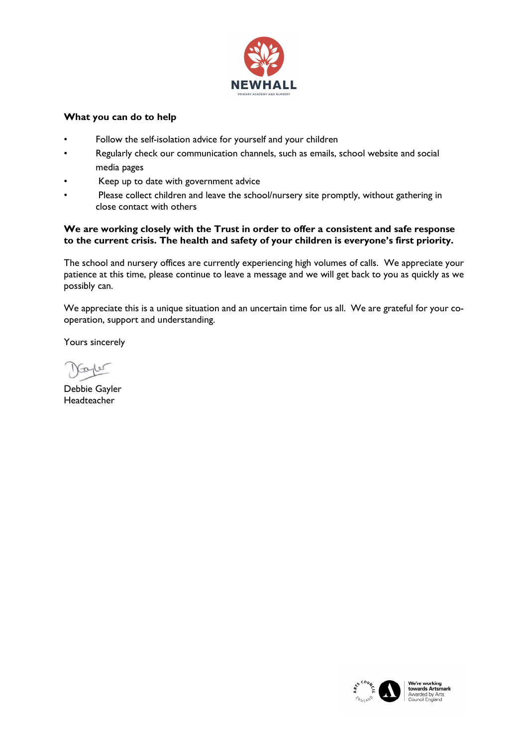**What you can do to help**

- Follow the self-isolation advice for yourself and your children
- Regularly check our communication channels, such as emails, school website and social media pages
- Keep up to date with government advice
- Please collect children and leave the school/nursery site promptly, without gathering in close contact with others

**We are working closely with the Trust in order to offer a consistent and safe response to the current crisis. The health and safety of your children is everyone's first priority.**

The school and nursery offices are currently experiencing high volumes of calls. We appreciate your patience at this time, please continue to leave a message and we will get back to you as quickly as we possibly can.

We appreciate this is a unique situation and an uncertain time for us all. We are grateful for your co-operation, support and understanding.

Yours sincerely

Debbie Gayler
Headteacher